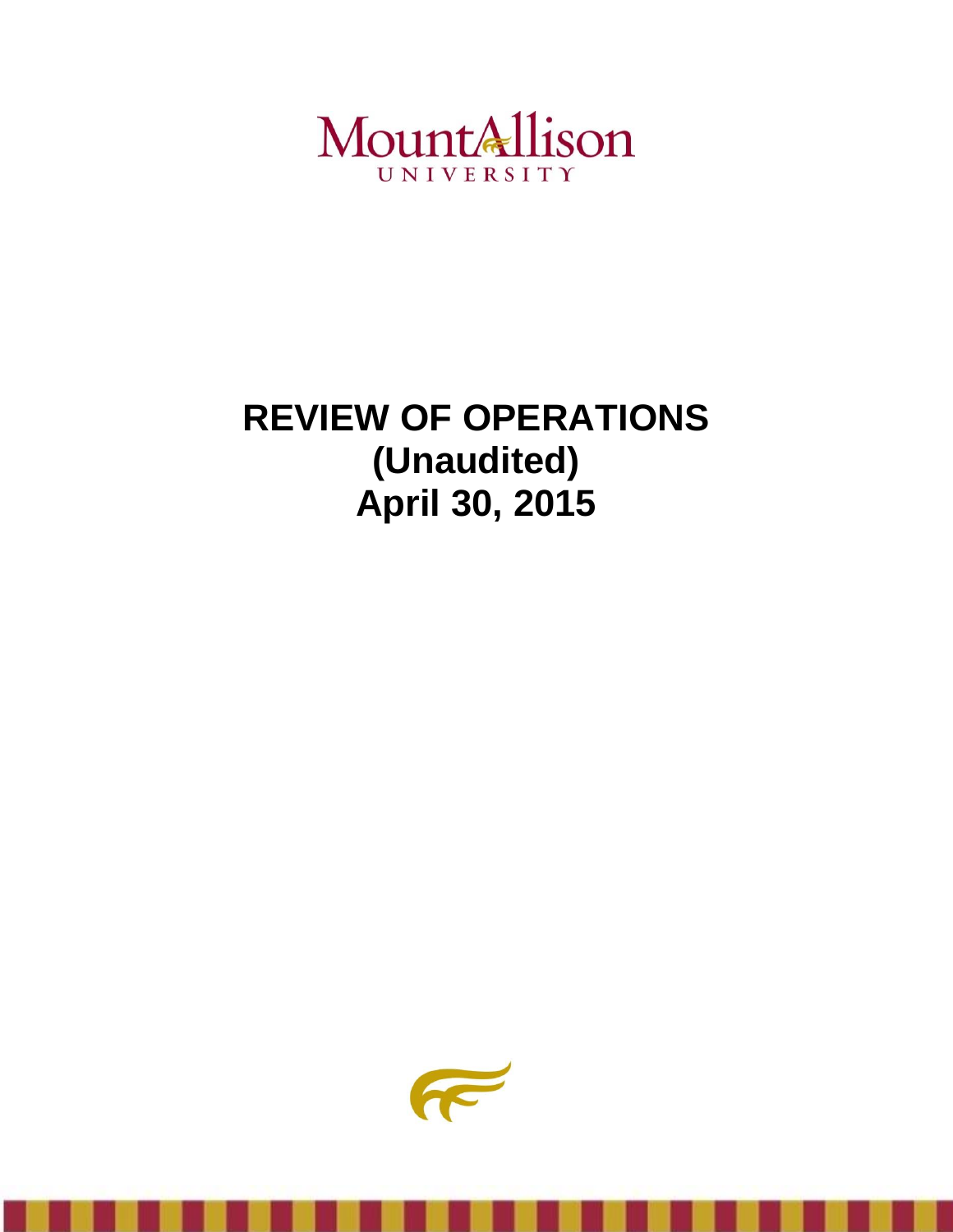Mount Allison
UNIVERSITY

# REVIEW OF OPERATIONS
# (Unaudited)
# April 30, 2015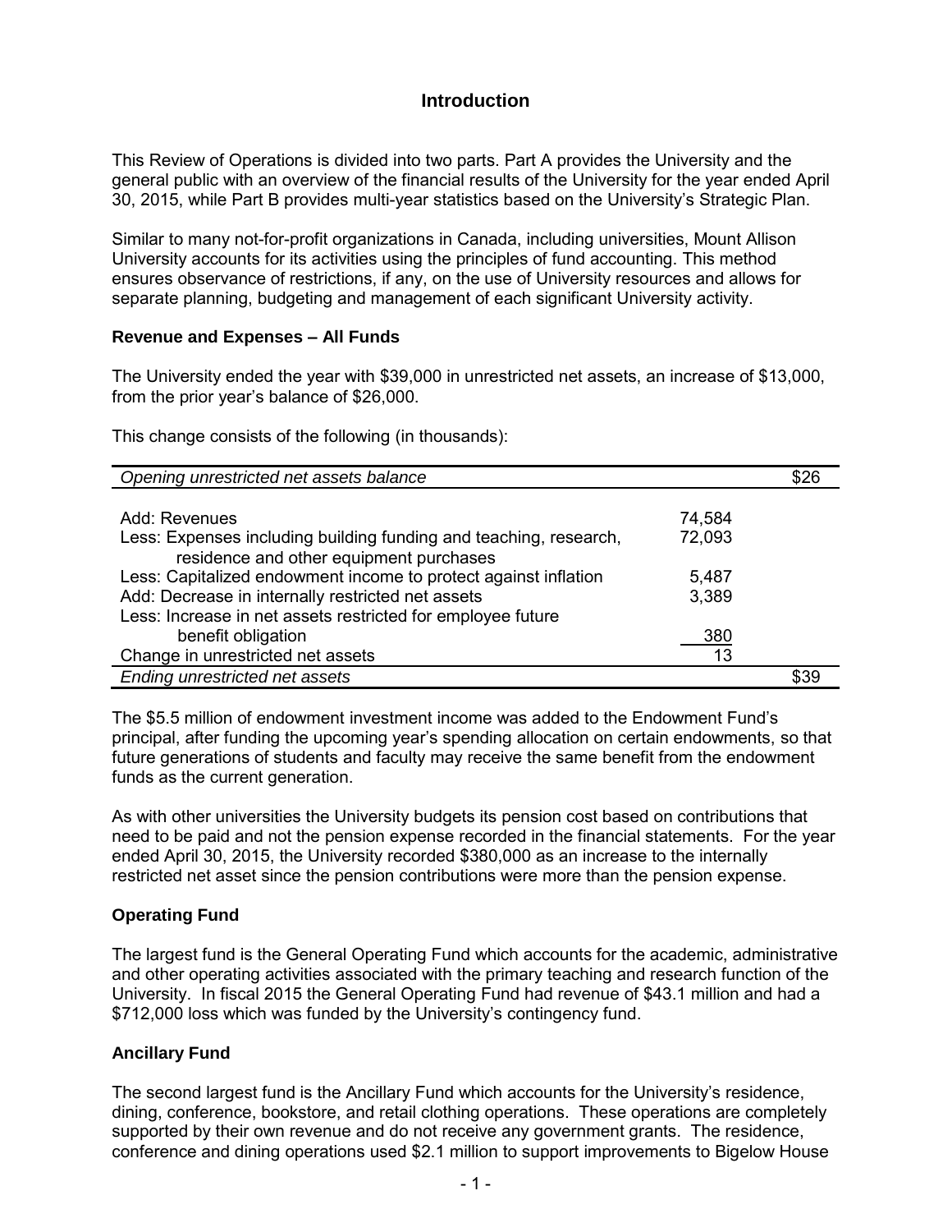## Introduction

This Review of Operations is divided into two parts. Part A provides the University and the general public with an overview of the financial results of the University for the year ended April 30, 2015, while Part B provides multi-year statistics based on the University's Strategic Plan.

Similar to many not-for-profit organizations in Canada, including universities, Mount Allison University accounts for its activities using the principles of fund accounting. This method ensures observance of restrictions, if any, on the use of University resources and allows for separate planning, budgeting and management of each significant University activity.

### Revenue and Expenses – All Funds

The University ended the year with $39,000 in unrestricted net assets, an increase of $13,000, from the prior year's balance of $26,000.

This change consists of the following (in thousands):

| | | |
|---|---|---|
| *Opening unrestricted net assets balance* | | $26 |
| Add: Revenues | 74,584 | |
| Less: Expenses including building funding and teaching, research, residence and other equipment purchases | 72,093 | |
| Less: Capitalized endowment income to protect against inflation | 5,487 | |
| Add: Decrease in internally restricted net assets | 3,389 | |
| Less: Increase in net assets restricted for employee future benefit obligation | 380 | |
| Change in unrestricted net assets | 13 | |
| *Ending unrestricted net assets* | | $39 |

The $5.5 million of endowment investment income was added to the Endowment Fund's principal, after funding the upcoming year's spending allocation on certain endowments, so that future generations of students and faculty may receive the same benefit from the endowment funds as the current generation.

As with other universities the University budgets its pension cost based on contributions that need to be paid and not the pension expense recorded in the financial statements. For the year ended April 30, 2015, the University recorded $380,000 as an increase to the internally restricted net asset since the pension contributions were more than the pension expense.

### Operating Fund

The largest fund is the General Operating Fund which accounts for the academic, administrative and other operating activities associated with the primary teaching and research function of the University. In fiscal 2015 the General Operating Fund had revenue of $43.1 million and had a $712,000 loss which was funded by the University's contingency fund.

### Ancillary Fund

The second largest fund is the Ancillary Fund which accounts for the University's residence, dining, conference, bookstore, and retail clothing operations. These operations are completely supported by their own revenue and do not receive any government grants. The residence, conference and dining operations used $2.1 million to support improvements to Bigelow House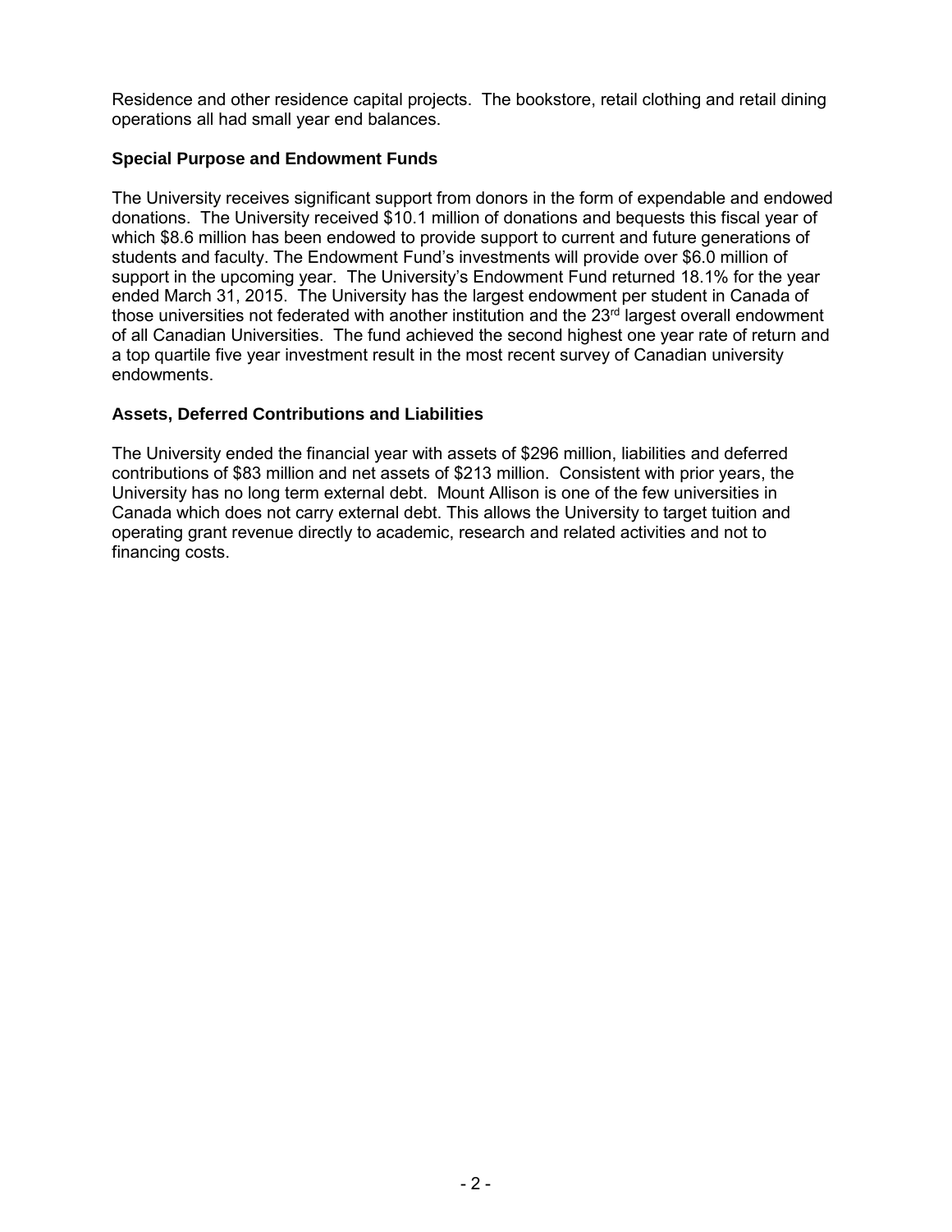Residence and other residence capital projects. The bookstore, retail clothing and retail dining operations all had small year end balances.

### Special Purpose and Endowment Funds

The University receives significant support from donors in the form of expendable and endowed donations. The University received $10.1 million of donations and bequests this fiscal year of which $8.6 million has been endowed to provide support to current and future generations of students and faculty. The Endowment Fund's investments will provide over $6.0 million of support in the upcoming year. The University's Endowment Fund returned 18.1% for the year ended March 31, 2015. The University has the largest endowment per student in Canada of those universities not federated with another institution and the 23rd largest overall endowment of all Canadian Universities. The fund achieved the second highest one year rate of return and a top quartile five year investment result in the most recent survey of Canadian university endowments.

### Assets, Deferred Contributions and Liabilities

The University ended the financial year with assets of $296 million, liabilities and deferred contributions of $83 million and net assets of $213 million. Consistent with prior years, the University has no long term external debt. Mount Allison is one of the few universities in Canada which does not carry external debt. This allows the University to target tuition and operating grant revenue directly to academic, research and related activities and not to financing costs.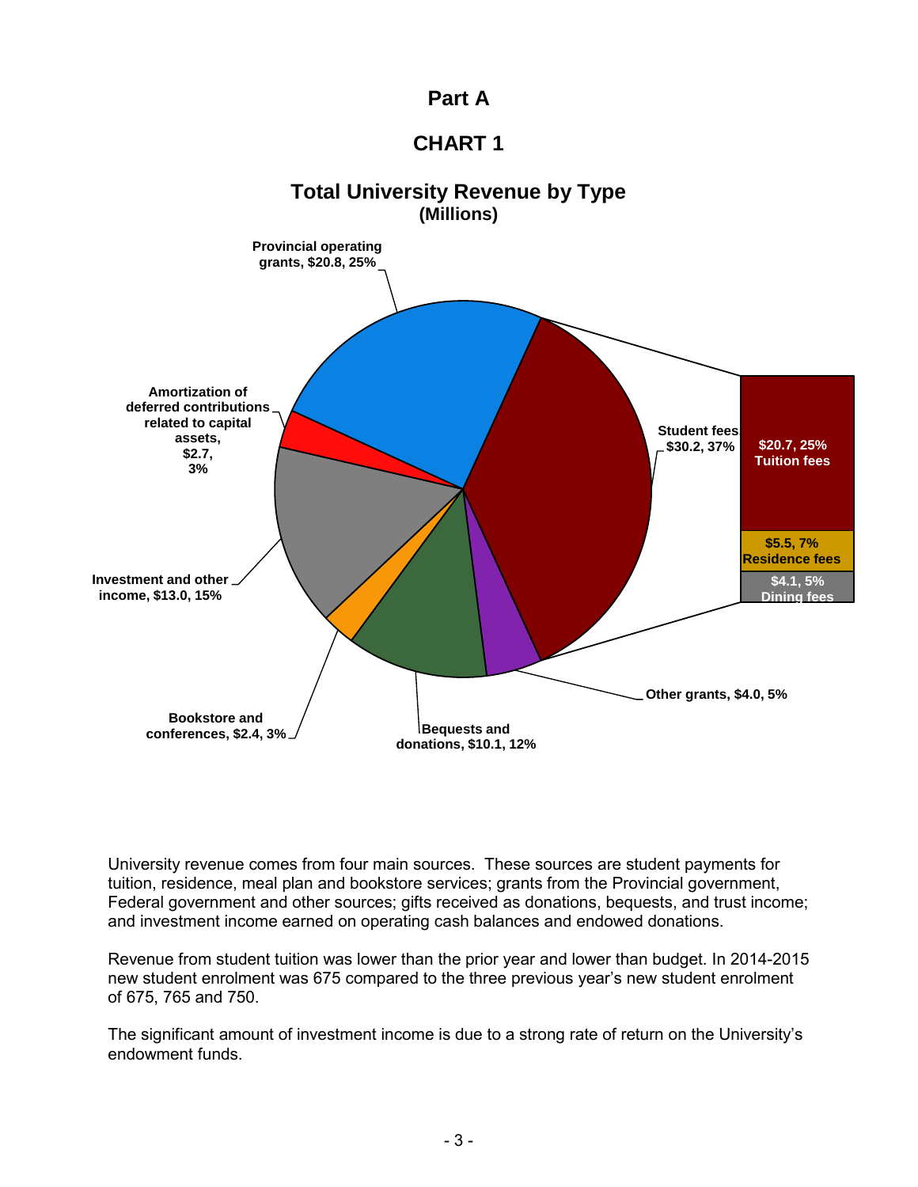## Part A

## CHART 1

### Total University Revenue by Type
**(Millions)**

- Provincial operating grants, $20.8, 25%
- Student fees, $30.2, 37%
  - $20.7, 25% Tuition fees
  - $5.5, 7% Residence fees
  - $4.1, 5% Dining fees
- Other grants, $4.0, 5%
- Bequests and donations, $10.1, 12%
- Bookstore and conferences, $2.4, 3%
- Investment and other income, $13.0, 15%
- Amortization of deferred contributions related to capital assets, $2.7, 3%

University revenue comes from four main sources. These sources are student payments for tuition, residence, meal plan and bookstore services; grants from the Provincial government, Federal government and other sources; gifts received as donations, bequests, and trust income; and investment income earned on operating cash balances and endowed donations.

Revenue from student tuition was lower than the prior year and lower than budget. In 2014-2015 new student enrolment was 675 compared to the three previous year's new student enrolment of 675, 765 and 750.

The significant amount of investment income is due to a strong rate of return on the University's endowment funds.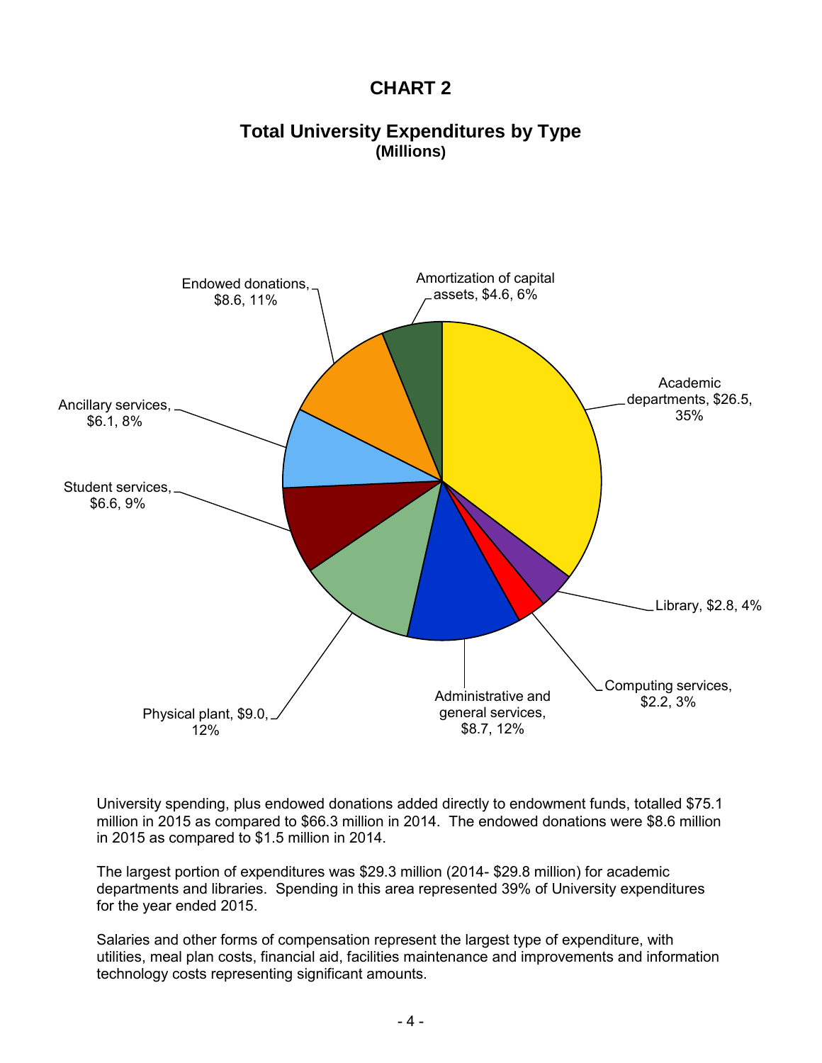# CHART 2

## Total University Expenditures by Type
**(Millions)**

- Academic departments, $26.5, 35%
- Library, $2.8, 4%
- Computing services, $2.2, 3%
- Administrative and general services, $8.7, 12%
- Physical plant, $9.0, 12%
- Student services, $6.6, 9%
- Ancillary services, $6.1, 8%
- Endowed donations, $8.6, 11%
- Amortization of capital assets, $4.6, 6%

University spending, plus endowed donations added directly to endowment funds, totalled $75.1 million in 2015 as compared to $66.3 million in 2014. The endowed donations were $8.6 million in 2015 as compared to $1.5 million in 2014.

The largest portion of expenditures was $29.3 million (2014- $29.8 million) for academic departments and libraries. Spending in this area represented 39% of University expenditures for the year ended 2015.

Salaries and other forms of compensation represent the largest type of expenditure, with utilities, meal plan costs, financial aid, facilities maintenance and improvements and information technology costs representing significant amounts.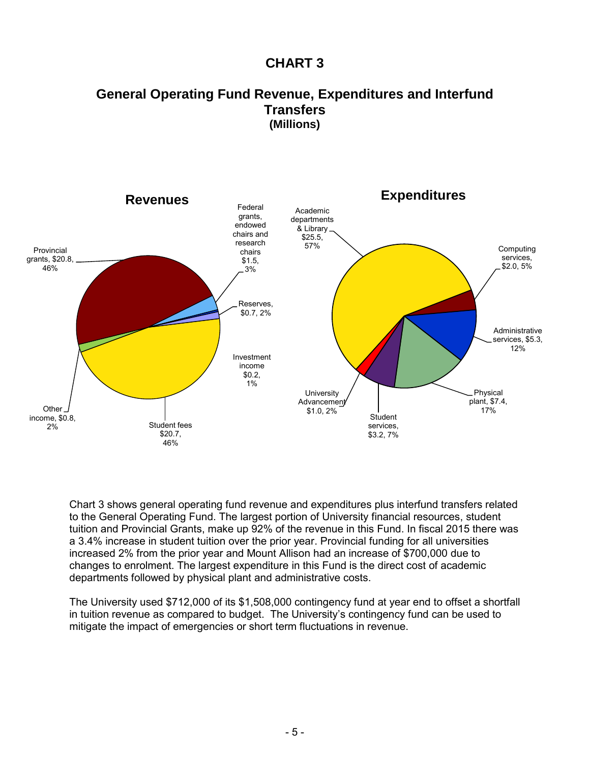# CHART 3

## General Operating Fund Revenue, Expenditures and Interfund Transfers

**(Millions)**

### Revenues

- Provincial grants, $20.8, 46%
- Federal grants, endowed chairs and research chairs $1.5, 3%
- Reserves, $0.7, 2%
- Investment income $0.2, 1%
- Student fees $20.7, 46%
- Other income, $0.8, 2%

### Expenditures

- Academic departments & Library $25.5, 57%
- Computing services, $2.0, 5%
- Administrative services, $5.3, 12%
- Physical plant, $7.4, 17%
- Student services, $3.2, 7%
- University Advancement $1.0, 2%

Chart 3 shows general operating fund revenue and expenditures plus interfund transfers related to the General Operating Fund. The largest portion of University financial resources, student tuition and Provincial Grants, make up 92% of the revenue in this Fund. In fiscal 2015 there was a 3.4% increase in student tuition over the prior year. Provincial funding for all universities increased 2% from the prior year and Mount Allison had an increase of $700,000 due to changes to enrolment. The largest expenditure in this Fund is the direct cost of academic departments followed by physical plant and administrative costs.

The University used $712,000 of its $1,508,000 contingency fund at year end to offset a shortfall in tuition revenue as compared to budget. The University's contingency fund can be used to mitigate the impact of emergencies or short term fluctuations in revenue.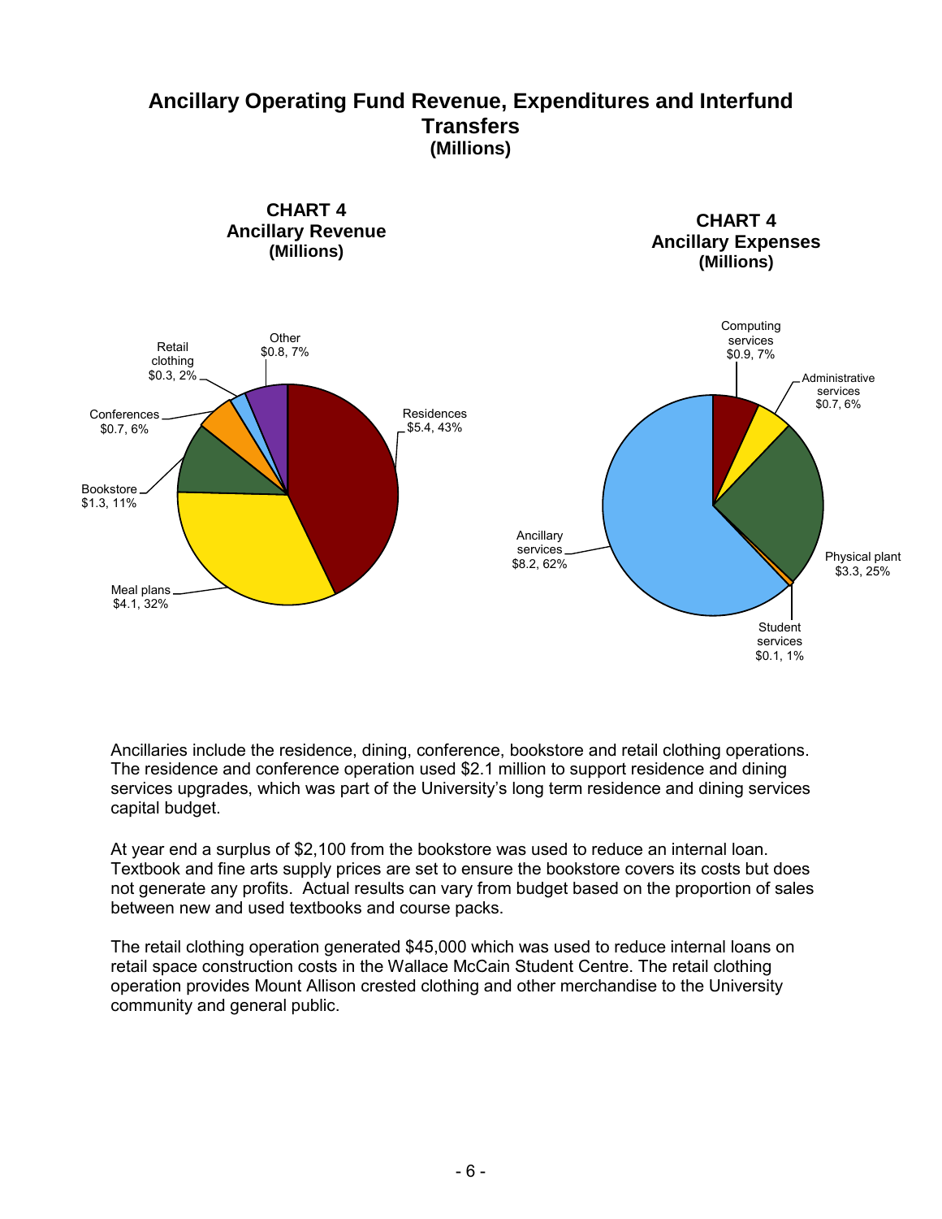# Ancillary Operating Fund Revenue, Expenditures and Interfund Transfers
**(Millions)**

**CHART 4**
**Ancillary Revenue**
**(Millions)**

Residences $5.4, 43%

Meal plans $4.1, 32%

Bookstore $1.3, 11%

Conferences $0.7, 6%

Retail clothing $0.3, 2%

Other $0.8, 7%

**CHART 4**
**Ancillary Expenses**
**(Millions)**

Computing services $0.9, 7%

Administrative services $0.7, 6%

Physical plant $3.3, 25%

Student services $0.1, 1%

Ancillary services $8.2, 62%

Ancillaries include the residence, dining, conference, bookstore and retail clothing operations. The residence and conference operation used $2.1 million to support residence and dining services upgrades, which was part of the University's long term residence and dining services capital budget.

At year end a surplus of $2,100 from the bookstore was used to reduce an internal loan. Textbook and fine arts supply prices are set to ensure the bookstore covers its costs but does not generate any profits. Actual results can vary from budget based on the proportion of sales between new and used textbooks and course packs.

The retail clothing operation generated $45,000 which was used to reduce internal loans on retail space construction costs in the Wallace McCain Student Centre. The retail clothing operation provides Mount Allison crested clothing and other merchandise to the University community and general public.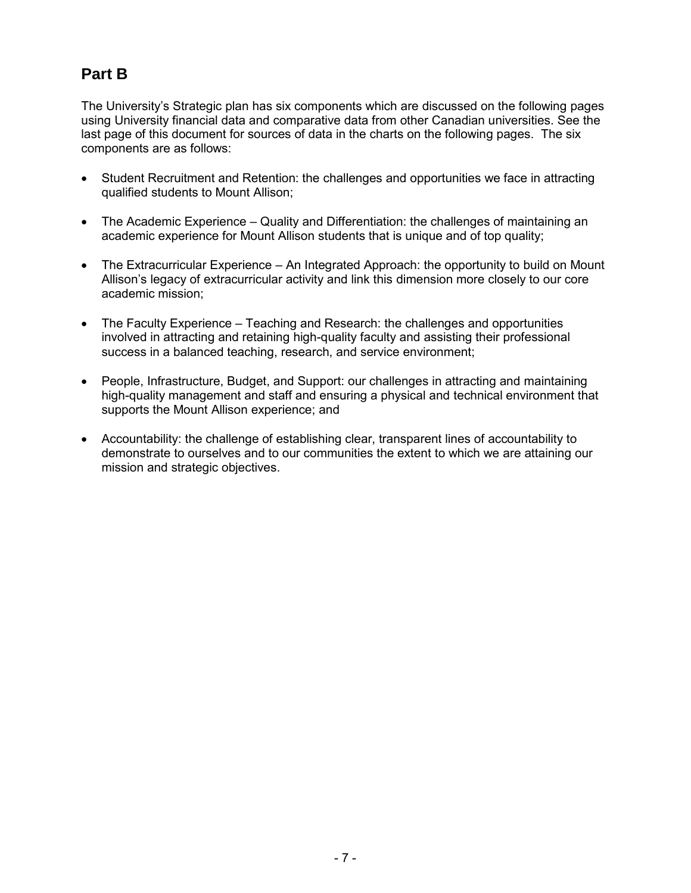## Part B

The University's Strategic plan has six components which are discussed on the following pages using University financial data and comparative data from other Canadian universities. See the last page of this document for sources of data in the charts on the following pages. The six components are as follows:

- Student Recruitment and Retention: the challenges and opportunities we face in attracting qualified students to Mount Allison;
- The Academic Experience – Quality and Differentiation: the challenges of maintaining an academic experience for Mount Allison students that is unique and of top quality;
- The Extracurricular Experience – An Integrated Approach: the opportunity to build on Mount Allison's legacy of extracurricular activity and link this dimension more closely to our core academic mission;
- The Faculty Experience – Teaching and Research: the challenges and opportunities involved in attracting and retaining high-quality faculty and assisting their professional success in a balanced teaching, research, and service environment;
- People, Infrastructure, Budget, and Support: our challenges in attracting and maintaining high-quality management and staff and ensuring a physical and technical environment that supports the Mount Allison experience; and
- Accountability: the challenge of establishing clear, transparent lines of accountability to demonstrate to ourselves and to our communities the extent to which we are attaining our mission and strategic objectives.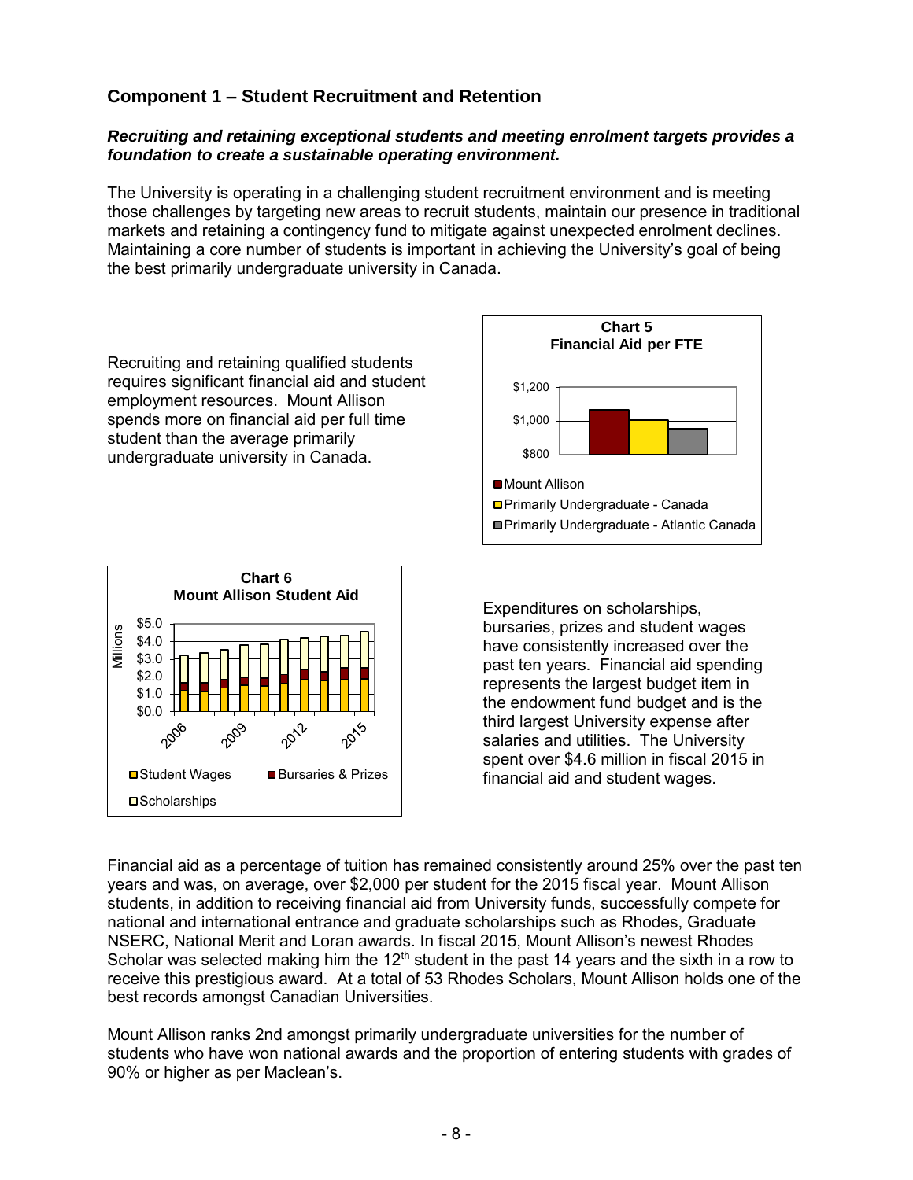## Component 1 – Student Recruitment and Retention

***Recruiting and retaining exceptional students and meeting enrolment targets provides a foundation to create a sustainable operating environment.***

The University is operating in a challenging student recruitment environment and is meeting those challenges by targeting new areas to recruit students, maintain our presence in traditional markets and retaining a contingency fund to mitigate against unexpected enrolment declines. Maintaining a core number of students is important in achieving the University's goal of being the best primarily undergraduate university in Canada.

Recruiting and retaining qualified students requires significant financial aid and student employment resources. Mount Allison spends more on financial aid per full time student than the average primarily undergraduate university in Canada.

**Chart 5**
**Financial Aid per FTE**

**Chart 6**
**Mount Allison Student Aid**

Expenditures on scholarships, bursaries, prizes and student wages have consistently increased over the past ten years. Financial aid spending represents the largest budget item in the endowment fund budget and is the third largest University expense after salaries and utilities. The University spent over $4.6 million in fiscal 2015 in financial aid and student wages.

Financial aid as a percentage of tuition has remained consistently around 25% over the past ten years and was, on average, over $2,000 per student for the 2015 fiscal year. Mount Allison students, in addition to receiving financial aid from University funds, successfully compete for national and international entrance and graduate scholarships such as Rhodes, Graduate NSERC, National Merit and Loran awards. In fiscal 2015, Mount Allison's newest Rhodes Scholar was selected making him the 12th student in the past 14 years and the sixth in a row to receive this prestigious award. At a total of 53 Rhodes Scholars, Mount Allison holds one of the best records amongst Canadian Universities.

Mount Allison ranks 2nd amongst primarily undergraduate universities for the number of students who have won national awards and the proportion of entering students with grades of 90% or higher as per Maclean's.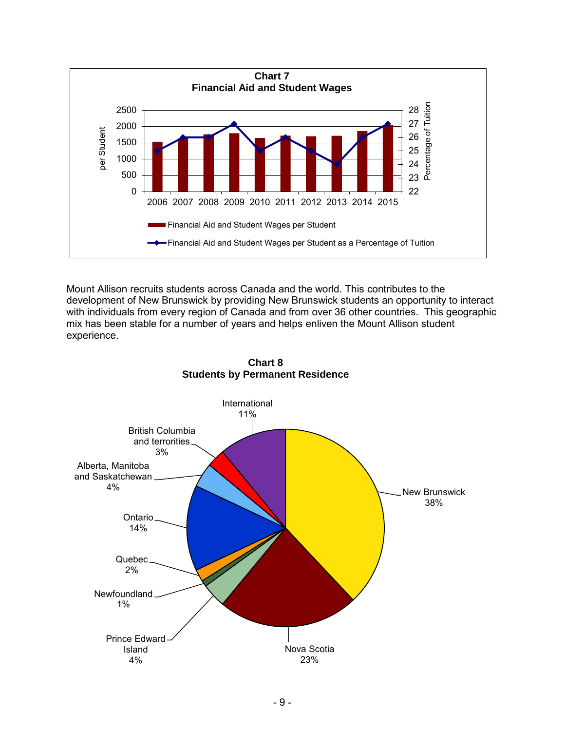**Chart 7**
**Financial Aid and Student Wages**

| Year | Financial Aid and Student Wages per Student | Financial Aid and Student Wages per Student as a Percentage of Tuition |
|---|---|---|
| 2006 | | 25 |
| 2007 | | 26 |
| 2008 | | 26 |
| 2009 | | 27 |
| 2010 | | 25 |
| 2011 | | 26 |
| 2012 | | 25 |
| 2013 | | 24 |
| 2014 | | 26 |
| 2015 | | 27 |

Mount Allison recruits students across Canada and the world. This contributes to the development of New Brunswick by providing New Brunswick students an opportunity to interact with individuals from every region of Canada and from over 36 other countries. This geographic mix has been stable for a number of years and helps enliven the Mount Allison student experience.

**Chart 8**
**Students by Permanent Residence**

| Permanent Residence | Percentage |
|---|---|
| New Brunswick | 38% |
| Nova Scotia | 23% |
| Prince Edward Island | 4% |
| Newfoundland | 1% |
| Quebec | 2% |
| Ontario | 14% |
| Alberta, Manitoba and Saskatchewan | 4% |
| British Columbia and terrorities | 3% |
| International | 11% |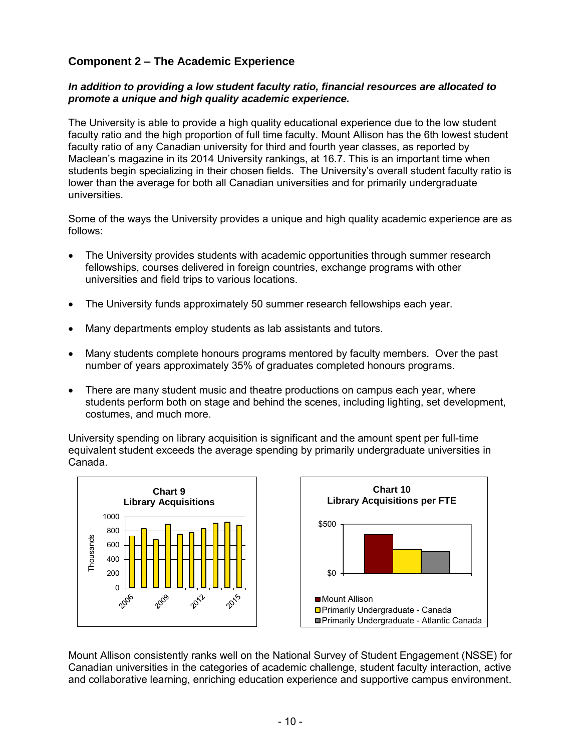## Component 2 – The Academic Experience

***In addition to providing a low student faculty ratio, financial resources are allocated to promote a unique and high quality academic experience.***

The University is able to provide a high quality educational experience due to the low student faculty ratio and the high proportion of full time faculty. Mount Allison has the 6th lowest student faculty ratio of any Canadian university for third and fourth year classes, as reported by Maclean's magazine in its 2014 University rankings, at 16.7. This is an important time when students begin specializing in their chosen fields. The University's overall student faculty ratio is lower than the average for both all Canadian universities and for primarily undergraduate universities.

Some of the ways the University provides a unique and high quality academic experience are as follows:

- The University provides students with academic opportunities through summer research fellowships, courses delivered in foreign countries, exchange programs with other universities and field trips to various locations.
- The University funds approximately 50 summer research fellowships each year.
- Many departments employ students as lab assistants and tutors.
- Many students complete honours programs mentored by faculty members. Over the past number of years approximately 35% of graduates completed honours programs.
- There are many student music and theatre productions on campus each year, where students perform both on stage and behind the scenes, including lighting, set development, costumes, and much more.

University spending on library acquisition is significant and the amount spent per full-time equivalent student exceeds the average spending by primarily undergraduate universities in Canada.

**Chart 9**
**Library Acquisitions**

**Chart 10**
**Library Acquisitions per FTE**

Mount Allison consistently ranks well on the National Survey of Student Engagement (NSSE) for Canadian universities in the categories of academic challenge, student faculty interaction, active and collaborative learning, enriching education experience and supportive campus environment.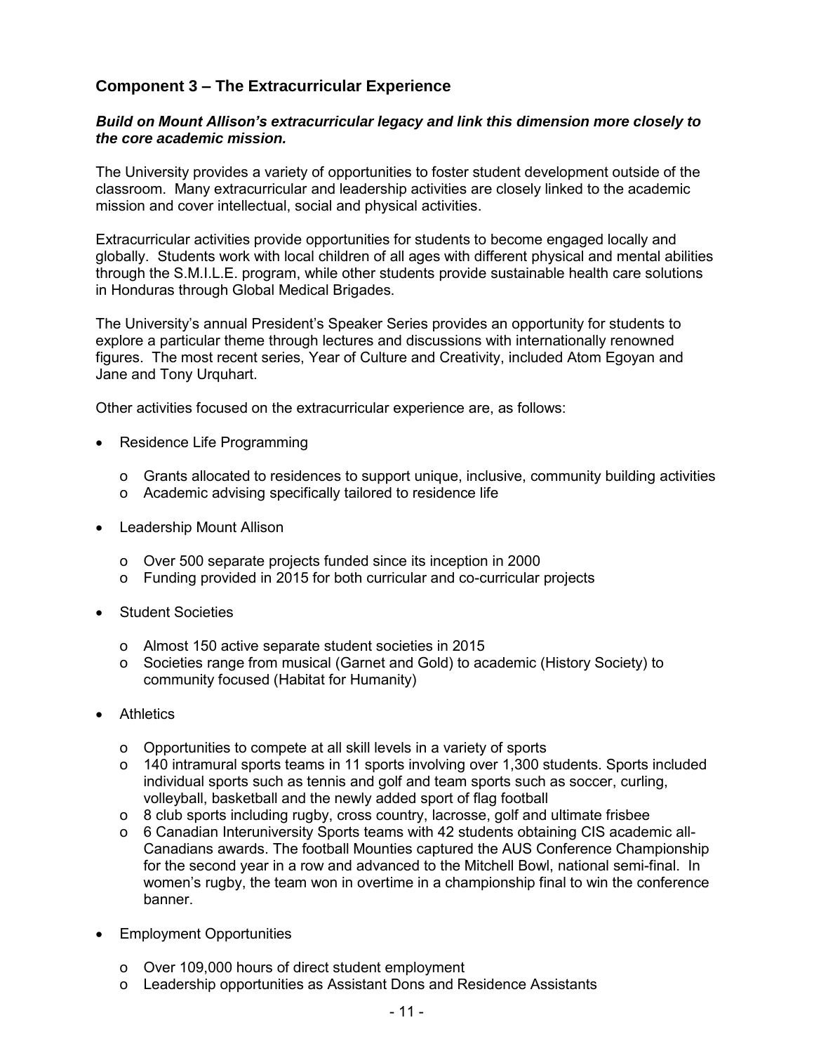## Component 3 – The Extracurricular Experience

***Build on Mount Allison's extracurricular legacy and link this dimension more closely to the core academic mission.***

The University provides a variety of opportunities to foster student development outside of the classroom. Many extracurricular and leadership activities are closely linked to the academic mission and cover intellectual, social and physical activities.

Extracurricular activities provide opportunities for students to become engaged locally and globally. Students work with local children of all ages with different physical and mental abilities through the S.M.I.L.E. program, while other students provide sustainable health care solutions in Honduras through Global Medical Brigades.

The University's annual President's Speaker Series provides an opportunity for students to explore a particular theme through lectures and discussions with internationally renowned figures. The most recent series, Year of Culture and Creativity, included Atom Egoyan and Jane and Tony Urquhart.

Other activities focused on the extracurricular experience are, as follows:

- Residence Life Programming
  - Grants allocated to residences to support unique, inclusive, community building activities
  - Academic advising specifically tailored to residence life
- Leadership Mount Allison
  - Over 500 separate projects funded since its inception in 2000
  - Funding provided in 2015 for both curricular and co-curricular projects
- Student Societies
  - Almost 150 active separate student societies in 2015
  - Societies range from musical (Garnet and Gold) to academic (History Society) to community focused (Habitat for Humanity)
- Athletics
  - Opportunities to compete at all skill levels in a variety of sports
  - 140 intramural sports teams in 11 sports involving over 1,300 students. Sports included individual sports such as tennis and golf and team sports such as soccer, curling, volleyball, basketball and the newly added sport of flag football
  - 8 club sports including rugby, cross country, lacrosse, golf and ultimate frisbee
  - 6 Canadian Interuniversity Sports teams with 42 students obtaining CIS academic all-Canadians awards. The football Mounties captured the AUS Conference Championship for the second year in a row and advanced to the Mitchell Bowl, national semi-final. In women's rugby, the team won in overtime in a championship final to win the conference banner.
- Employment Opportunities
  - Over 109,000 hours of direct student employment
  - Leadership opportunities as Assistant Dons and Residence Assistants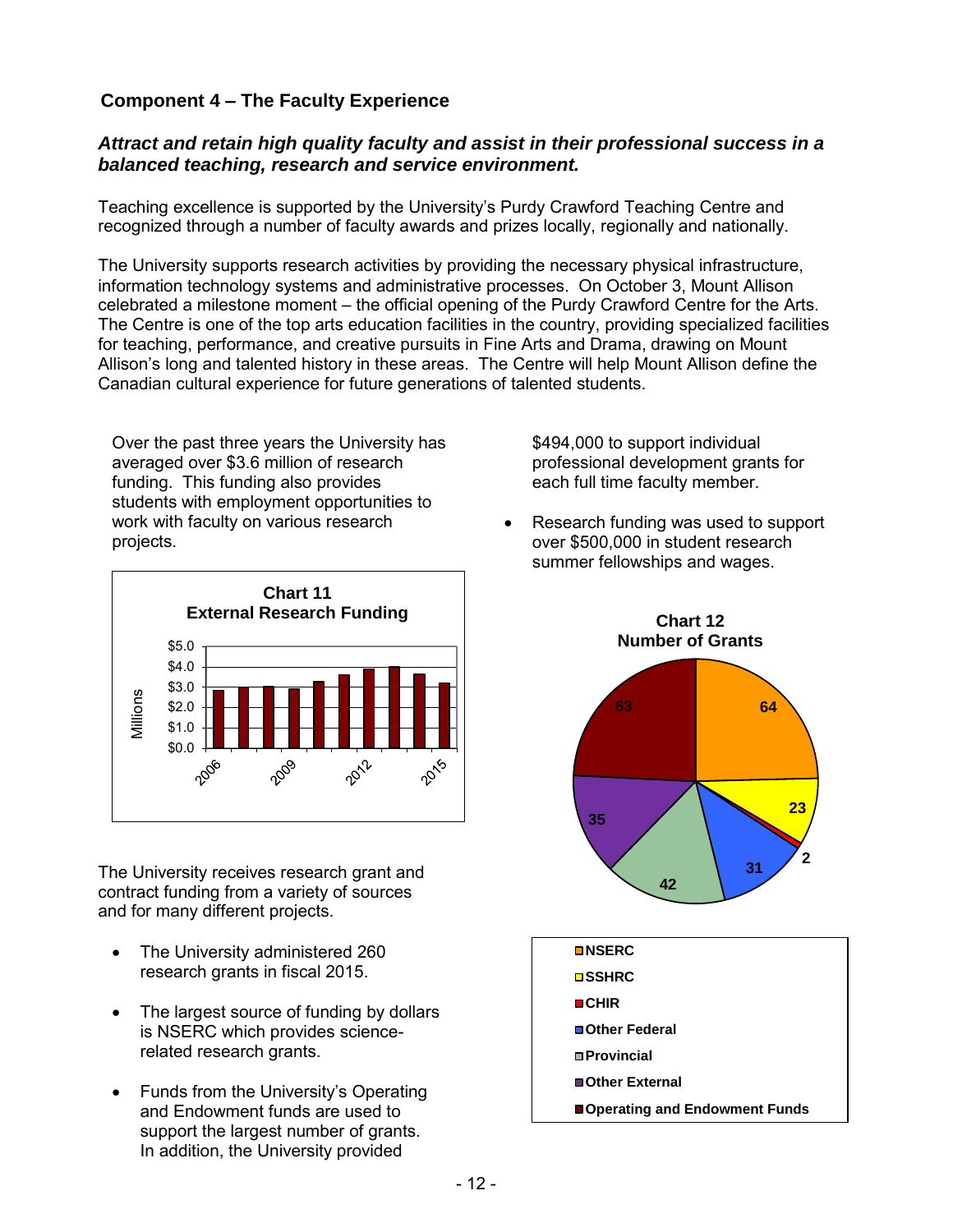## Component 4 – The Faculty Experience

***Attract and retain high quality faculty and assist in their professional success in a balanced teaching, research and service environment.***

Teaching excellence is supported by the University's Purdy Crawford Teaching Centre and recognized through a number of faculty awards and prizes locally, regionally and nationally.

The University supports research activities by providing the necessary physical infrastructure, information technology systems and administrative processes. On October 3, Mount Allison celebrated a milestone moment – the official opening of the Purdy Crawford Centre for the Arts. The Centre is one of the top arts education facilities in the country, providing specialized facilities for teaching, performance, and creative pursuits in Fine Arts and Drama, drawing on Mount Allison's long and talented history in these areas. The Centre will help Mount Allison define the Canadian cultural experience for future generations of talented students.

Over the past three years the University has averaged over $3.6 million of research funding. This funding also provides students with employment opportunities to work with faculty on various research projects.

**Chart 11**
**External Research Funding**

The University receives research grant and contract funding from a variety of sources and for many different projects.

- The University administered 260 research grants in fiscal 2015.
- The largest source of funding by dollars is NSERC which provides science-related research grants.
- Funds from the University's Operating and Endowment funds are used to support the largest number of grants. In addition, the University provided $494,000 to support individual professional development grants for each full time faculty member.
- Research funding was used to support over $500,000 in student research summer fellowships and wages.

**Chart 12**
**Number of Grants**

| Source | Number of Grants |
|---|---|
| NSERC | 64 |
| SSHRC | 23 |
| CHIR | 2 |
| Other Federal | 31 |
| Provincial | 42 |
| Other External | 35 |
| Operating and Endowment Funds | 63 |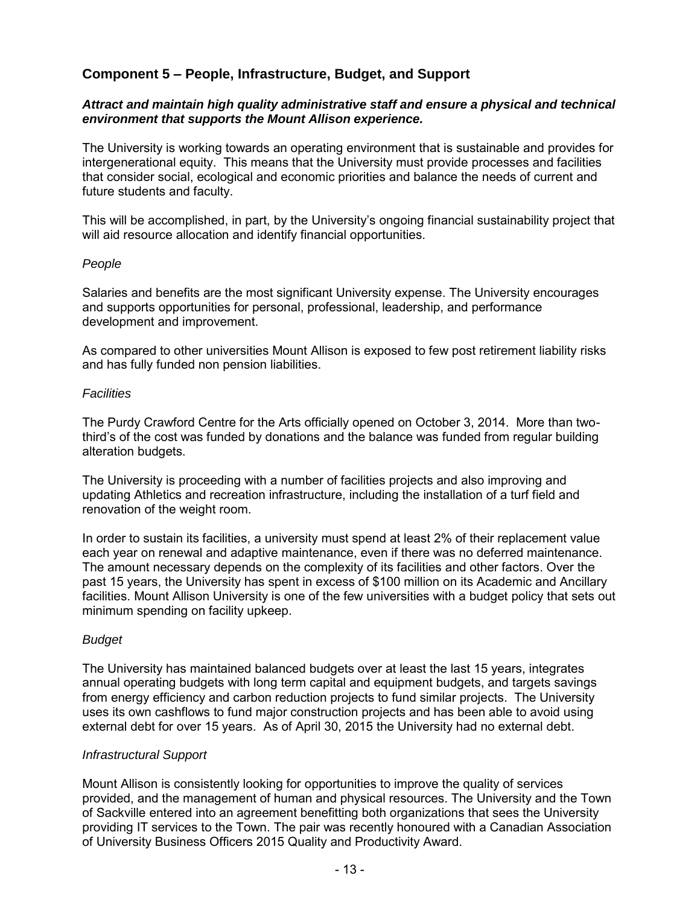## Component 5 – People, Infrastructure, Budget, and Support

***Attract and maintain high quality administrative staff and ensure a physical and technical environment that supports the Mount Allison experience.***

The University is working towards an operating environment that is sustainable and provides for intergenerational equity. This means that the University must provide processes and facilities that consider social, ecological and economic priorities and balance the needs of current and future students and faculty.

This will be accomplished, in part, by the University's ongoing financial sustainability project that will aid resource allocation and identify financial opportunities.

*People*

Salaries and benefits are the most significant University expense. The University encourages and supports opportunities for personal, professional, leadership, and performance development and improvement.

As compared to other universities Mount Allison is exposed to few post retirement liability risks and has fully funded non pension liabilities.

*Facilities*

The Purdy Crawford Centre for the Arts officially opened on October 3, 2014. More than two-third's of the cost was funded by donations and the balance was funded from regular building alteration budgets.

The University is proceeding with a number of facilities projects and also improving and updating Athletics and recreation infrastructure, including the installation of a turf field and renovation of the weight room.

In order to sustain its facilities, a university must spend at least 2% of their replacement value each year on renewal and adaptive maintenance, even if there was no deferred maintenance. The amount necessary depends on the complexity of its facilities and other factors. Over the past 15 years, the University has spent in excess of $100 million on its Academic and Ancillary facilities. Mount Allison University is one of the few universities with a budget policy that sets out minimum spending on facility upkeep.

*Budget*

The University has maintained balanced budgets over at least the last 15 years, integrates annual operating budgets with long term capital and equipment budgets, and targets savings from energy efficiency and carbon reduction projects to fund similar projects. The University uses its own cashflows to fund major construction projects and has been able to avoid using external debt for over 15 years. As of April 30, 2015 the University had no external debt.

*Infrastructural Support*

Mount Allison is consistently looking for opportunities to improve the quality of services provided, and the management of human and physical resources. The University and the Town of Sackville entered into an agreement benefitting both organizations that sees the University providing IT services to the Town. The pair was recently honoured with a Canadian Association of University Business Officers 2015 Quality and Productivity Award.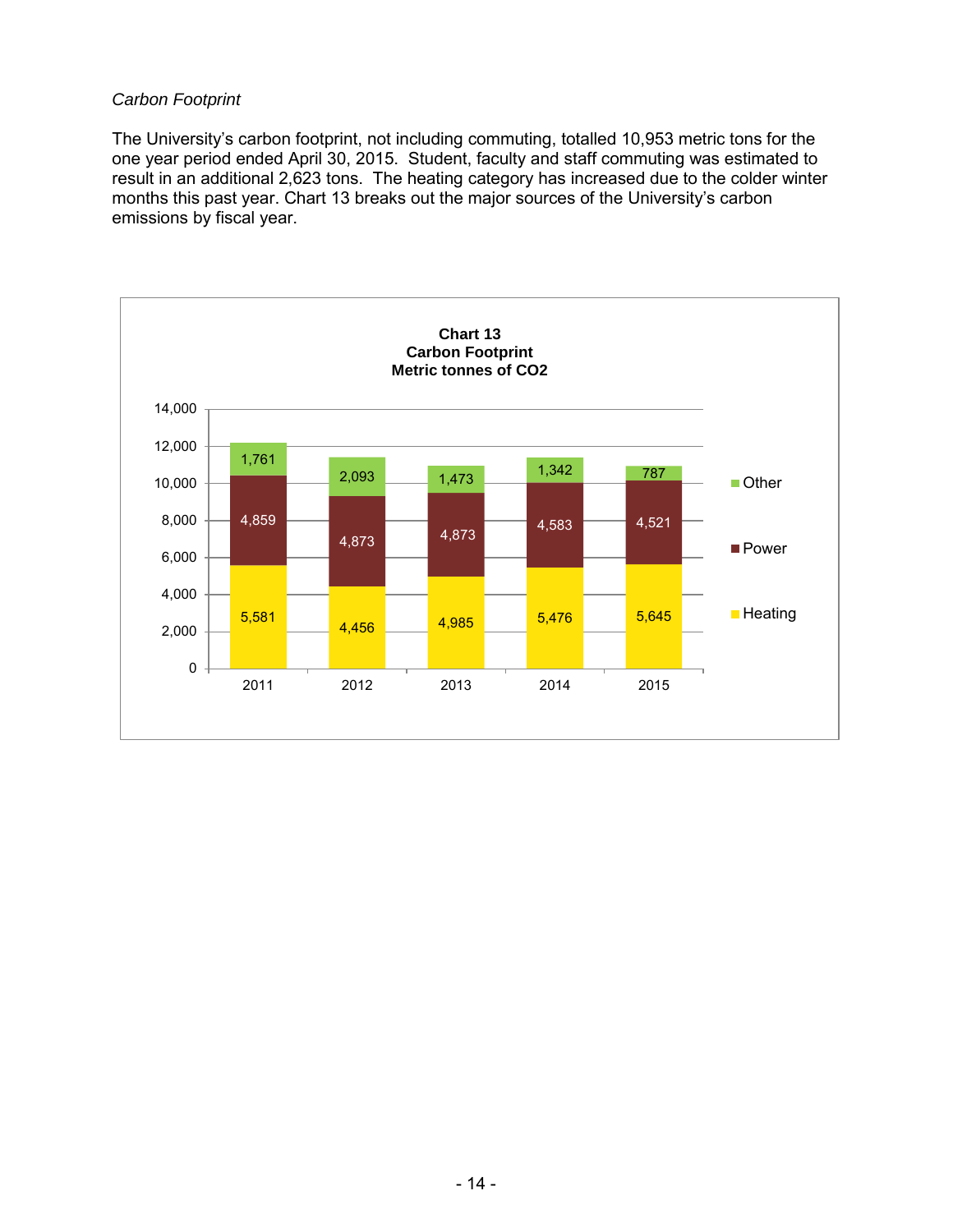*Carbon Footprint*

The University's carbon footprint, not including commuting, totalled 10,953 metric tons for the one year period ended April 30, 2015. Student, faculty and staff commuting was estimated to result in an additional 2,623 tons. The heating category has increased due to the colder winter months this past year. Chart 13 breaks out the major sources of the University's carbon emissions by fiscal year.

**Chart 13**
**Carbon Footprint**
**Metric tonnes of CO2**

| | 2011 | 2012 | 2013 | 2014 | 2015 |
|---|---|---|---|---|---|
| Other | 1,761 | 2,093 | 1,473 | 1,342 | 787 |
| Power | 4,859 | 4,873 | 4,873 | 4,583 | 4,521 |
| Heating | 5,581 | 4,456 | 4,985 | 5,476 | 5,645 |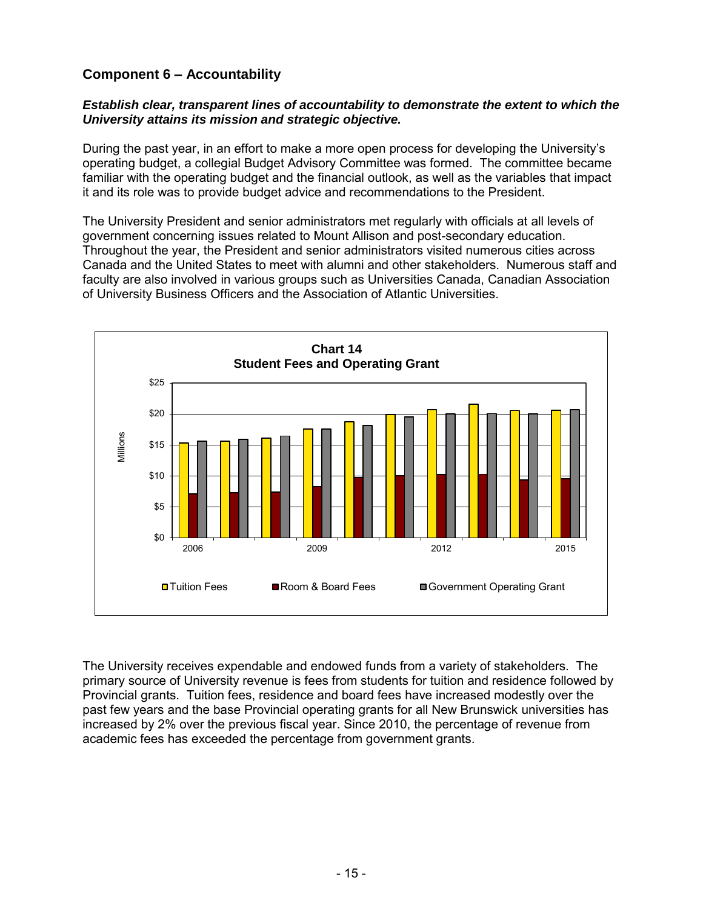## Component 6 – Accountability

***Establish clear, transparent lines of accountability to demonstrate the extent to which the University attains its mission and strategic objective.***

During the past year, in an effort to make a more open process for developing the University's operating budget, a collegial Budget Advisory Committee was formed. The committee became familiar with the operating budget and the financial outlook, as well as the variables that impact it and its role was to provide budget advice and recommendations to the President.

The University President and senior administrators met regularly with officials at all levels of government concerning issues related to Mount Allison and post-secondary education. Throughout the year, the President and senior administrators visited numerous cities across Canada and the United States to meet with alumni and other stakeholders. Numerous staff and faculty are also involved in various groups such as Universities Canada, Canadian Association of University Business Officers and the Association of Atlantic Universities.

**Chart 14**
**Student Fees and Operating Grant**

The University receives expendable and endowed funds from a variety of stakeholders. The primary source of University revenue is fees from students for tuition and residence followed by Provincial grants. Tuition fees, residence and board fees have increased modestly over the past few years and the base Provincial operating grants for all New Brunswick universities has increased by 2% over the previous fiscal year. Since 2010, the percentage of revenue from academic fees has exceeded the percentage from government grants.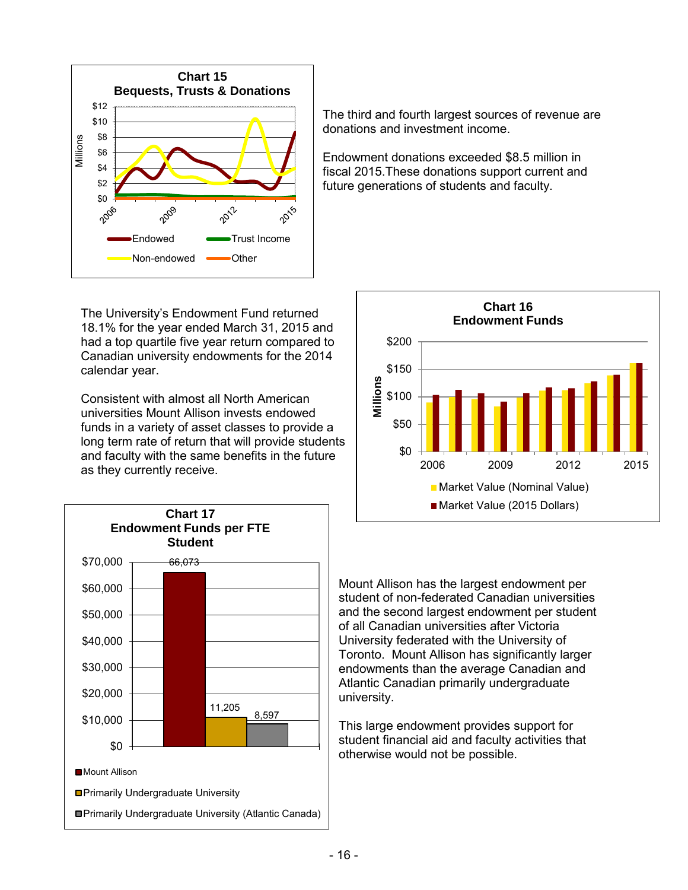**Chart 15**
**Bequests, Trusts & Donations**

The third and fourth largest sources of revenue are donations and investment income.

Endowment donations exceeded $8.5 million in fiscal 2015.These donations support current and future generations of students and faculty.

The University's Endowment Fund returned 18.1% for the year ended March 31, 2015 and had a top quartile five year return compared to Canadian university endowments for the 2014 calendar year.

Consistent with almost all North American universities Mount Allison invests endowed funds in a variety of asset classes to provide a long term rate of return that will provide students and faculty with the same benefits in the future as they currently receive.

**Chart 16**
**Endowment Funds**

**Chart 17**
**Endowment Funds per FTE Student**

| | Endowment Funds per FTE Student |
|---|---|
| Mount Allison | 66,073 |
| Primarily Undergraduate University | 11,205 |
| Primarily Undergraduate University (Atlantic Canada) | 8,597 |

Mount Allison has the largest endowment per student of non-federated Canadian universities and the second largest endowment per student of all Canadian universities after Victoria University federated with the University of Toronto. Mount Allison has significantly larger endowments than the average Canadian and Atlantic Canadian primarily undergraduate university.

This large endowment provides support for student financial aid and faculty activities that otherwise would not be possible.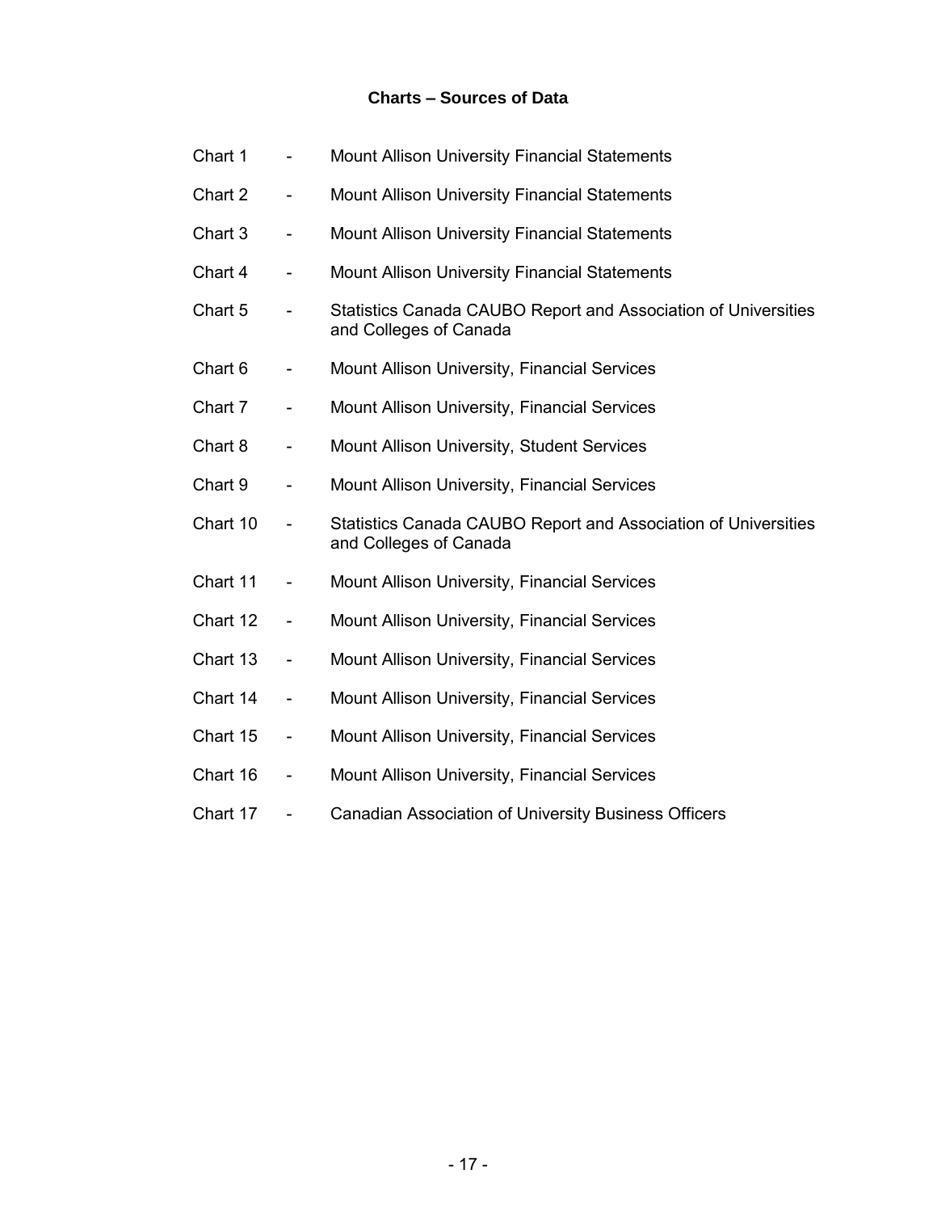## Charts – Sources of Data

| | | |
|---|---|---|
| Chart 1 | - | Mount Allison University Financial Statements |
| Chart 2 | - | Mount Allison University Financial Statements |
| Chart 3 | - | Mount Allison University Financial Statements |
| Chart 4 | - | Mount Allison University Financial Statements |
| Chart 5 | - | Statistics Canada CAUBO Report and Association of Universities and Colleges of Canada |
| Chart 6 | - | Mount Allison University, Financial Services |
| Chart 7 | - | Mount Allison University, Financial Services |
| Chart 8 | - | Mount Allison University, Student Services |
| Chart 9 | - | Mount Allison University, Financial Services |
| Chart 10 | - | Statistics Canada CAUBO Report and Association of Universities and Colleges of Canada |
| Chart 11 | - | Mount Allison University, Financial Services |
| Chart 12 | - | Mount Allison University, Financial Services |
| Chart 13 | - | Mount Allison University, Financial Services |
| Chart 14 | - | Mount Allison University, Financial Services |
| Chart 15 | - | Mount Allison University, Financial Services |
| Chart 16 | - | Mount Allison University, Financial Services |
| Chart 17 | - | Canadian Association of University Business Officers |